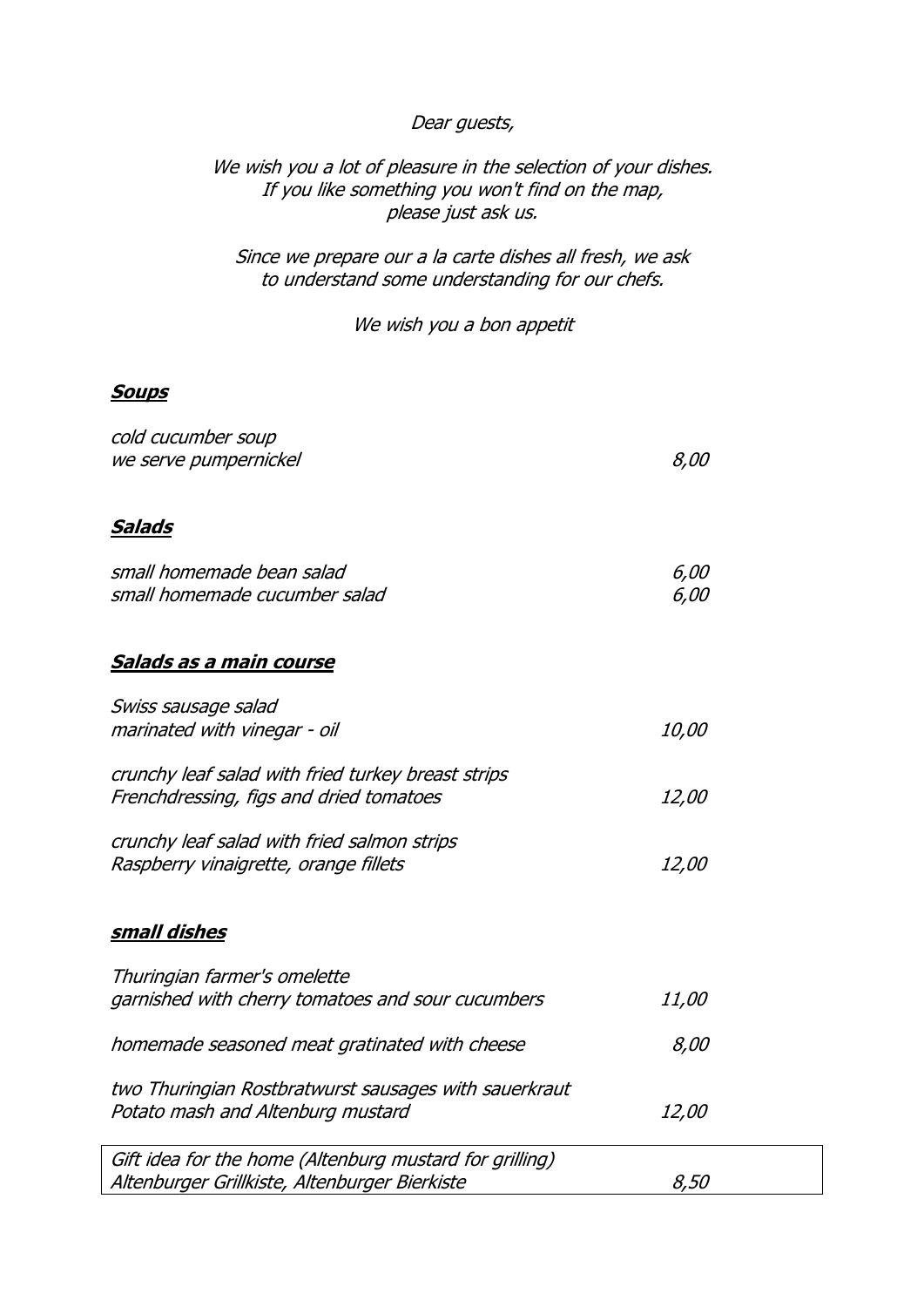*Dear guests,*

*We wish you a lot of pleasure in the selection of your dishes.*
*If you like something you won't find on the map,*
*please just ask us.*

*Since we prepare our a la carte dishes all fresh, we ask*
*to understand some understanding for our chefs.*

*We wish you a bon appetit*

## ***Soups***

| | |
|---|---|
| *cold cucumber soup*<br>*we serve pumpernickel* | *8,00* |

## ***Salads***

| | |
|---|---|
| *small homemade bean salad* | *6,00* |
| *small homemade cucumber salad* | *6,00* |

## ***Salads as a main course***

| | |
|---|---|
| *Swiss sausage salad*<br>*marinated with vinegar - oil* | *10,00* |
| *crunchy leaf salad with fried turkey breast strips*<br>*Frenchdressing, figs and dried tomatoes* | *12,00* |
| *crunchy leaf salad with fried salmon strips*<br>*Raspberry vinaigrette, orange fillets* | *12,00* |

## ***small dishes***

| | |
|---|---|
| *Thuringian farmer's omelette*<br>*garnished with cherry tomatoes and sour cucumbers* | *11,00* |
| *homemade seasoned meat gratinated with cheese* | *8,00* |
| *two Thuringian Rostbratwurst sausages with sauerkraut*<br>*Potato mash and Altenburg mustard* | *12,00* |

| | |
|---|---|
| *Gift idea for the home (Altenburg mustard for grilling)*<br>*Altenburger Grillkiste, Altenburger Bierkiste* | *8,50* |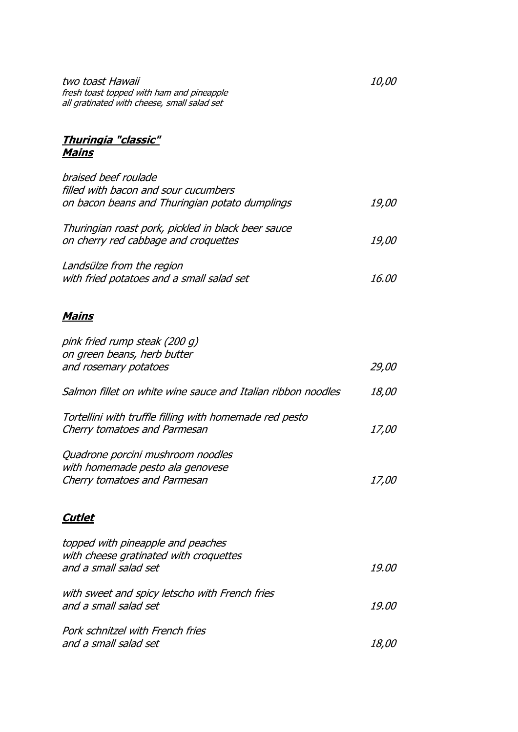*two toast Hawaii* — *10,00*
*fresh toast topped with ham and pineapple*
*all gratinated with cheese, small salad set*

## ***Thuringia "classic"***
## ***Mains***

*braised beef roulade*
*filled with bacon and sour cucumbers*
*on bacon beans and Thuringian potato dumplings* — *19,00*

*Thuringian roast pork, pickled in black beer sauce*
*on cherry red cabbage and croquettes* — *19,00*

*Landsülze from the region*
*with fried potatoes and a small salad set* — *16.00*

## ***Mains***

*pink fried rump steak (200 g)*
*on green beans, herb butter*
*and rosemary potatoes* — *29,00*

*Salmon fillet on white wine sauce and Italian ribbon noodles* — *18,00*

*Tortellini with truffle filling with homemade red pesto*
*Cherry tomatoes and Parmesan* — *17,00*

*Quadrone porcini mushroom noodles*
*with homemade pesto ala genovese*
*Cherry tomatoes and Parmesan* — *17,00*

## ***Cutlet***

*topped with pineapple and peaches*
*with cheese gratinated with croquettes*
*and a small salad set* — *19.00*

*with sweet and spicy letscho with French fries*
*and a small salad set* — *19.00*

*Pork schnitzel with French fries*
*and a small salad set* — *18,00*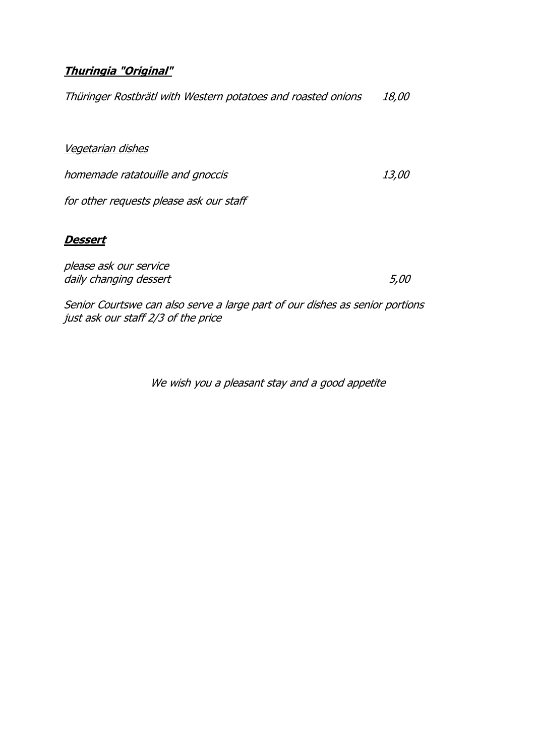## ***Thuringia "Original"***

*Thüringer Rostbrätl with Western potatoes and roasted onions* *18,00*

*Vegetarian dishes*

*homemade ratatouille and gnoccis* *13,00*

*for other requests please ask our staff*

## ***Dessert***

*please ask our service*
*daily changing dessert* *5,00*

*Senior Courtswe can also serve a large part of our dishes as senior portions just ask our staff 2/3 of the price*

*We wish you a pleasant stay and a good appetite*